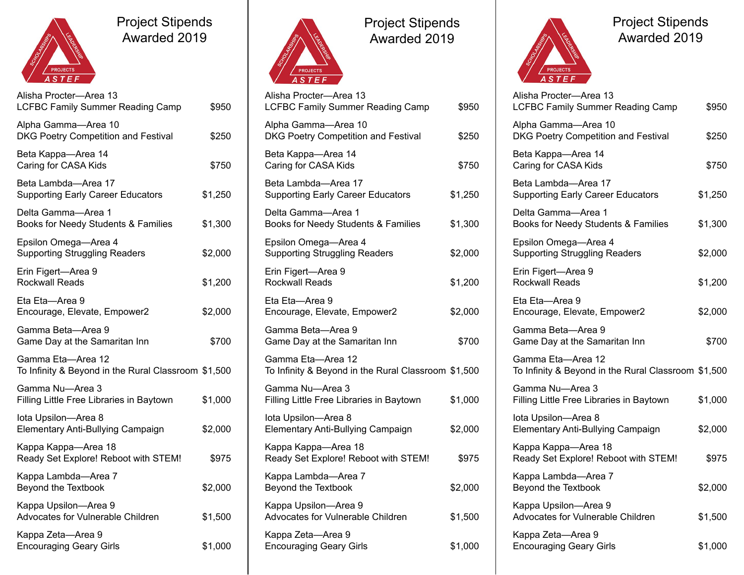# Project Stipends Awarded 2019

| Recipient / Project | Amount |
| --- | --- |
| Alisha Procter—Area 13<br>LCFBC Family Summer Reading Camp | $950 |
| Alpha Gamma—Area 10<br>DKG Poetry Competition and Festival | $250 |
| Beta Kappa—Area 14<br>Caring for CASA Kids | $750 |
| Beta Lambda—Area 17<br>Supporting Early Career Educators | $1,250 |
| Delta Gamma—Area 1<br>Books for Needy Students & Families | $1,300 |
| Epsilon Omega—Area 4<br>Supporting Struggling Readers | $2,000 |
| Erin Figert—Area 9<br>Rockwall Reads | $1,200 |
| Eta Eta—Area 9<br>Encourage, Elevate, Empower2 | $2,000 |
| Gamma Beta—Area 9<br>Game Day at the Samaritan Inn | $700 |
| Gamma Eta—Area 12<br>To Infinity & Beyond in the Rural Classroom | $1,500 |
| Gamma Nu—Area 3<br>Filling Little Free Libraries in Baytown | $1,000 |
| Iota Upsilon—Area 8<br>Elementary Anti-Bullying Campaign | $2,000 |
| Kappa Kappa—Area 18<br>Ready Set Explore! Reboot with STEM! | $975 |
| Kappa Lambda—Area 7<br>Beyond the Textbook | $2,000 |
| Kappa Upsilon—Area 9<br>Advocates for Vulnerable Children | $1,500 |
| Kappa Zeta—Area 9<br>Encouraging Geary Girls | $1,000 |

# Project Stipends Awarded 2019

| Recipient / Project | Amount |
| --- | --- |
| Alisha Procter—Area 13<br>LCFBC Family Summer Reading Camp | $950 |
| Alpha Gamma—Area 10<br>DKG Poetry Competition and Festival | $250 |
| Beta Kappa—Area 14<br>Caring for CASA Kids | $750 |
| Beta Lambda—Area 17<br>Supporting Early Career Educators | $1,250 |
| Delta Gamma—Area 1<br>Books for Needy Students & Families | $1,300 |
| Epsilon Omega—Area 4<br>Supporting Struggling Readers | $2,000 |
| Erin Figert—Area 9<br>Rockwall Reads | $1,200 |
| Eta Eta—Area 9<br>Encourage, Elevate, Empower2 | $2,000 |
| Gamma Beta—Area 9<br>Game Day at the Samaritan Inn | $700 |
| Gamma Eta—Area 12<br>To Infinity & Beyond in the Rural Classroom | $1,500 |
| Gamma Nu—Area 3<br>Filling Little Free Libraries in Baytown | $1,000 |
| Iota Upsilon—Area 8<br>Elementary Anti-Bullying Campaign | $2,000 |
| Kappa Kappa—Area 18<br>Ready Set Explore! Reboot with STEM! | $975 |
| Kappa Lambda—Area 7<br>Beyond the Textbook | $2,000 |
| Kappa Upsilon—Area 9<br>Advocates for Vulnerable Children | $1,500 |
| Kappa Zeta—Area 9<br>Encouraging Geary Girls | $1,000 |

# Project Stipends Awarded 2019

| Recipient / Project | Amount |
| --- | --- |
| Alisha Procter—Area 13<br>LCFBC Family Summer Reading Camp | $950 |
| Alpha Gamma—Area 10<br>DKG Poetry Competition and Festival | $250 |
| Beta Kappa—Area 14<br>Caring for CASA Kids | $750 |
| Beta Lambda—Area 17<br>Supporting Early Career Educators | $1,250 |
| Delta Gamma—Area 1<br>Books for Needy Students & Families | $1,300 |
| Epsilon Omega—Area 4<br>Supporting Struggling Readers | $2,000 |
| Erin Figert—Area 9<br>Rockwall Reads | $1,200 |
| Eta Eta—Area 9<br>Encourage, Elevate, Empower2 | $2,000 |
| Gamma Beta—Area 9<br>Game Day at the Samaritan Inn | $700 |
| Gamma Eta—Area 12<br>To Infinity & Beyond in the Rural Classroom | $1,500 |
| Gamma Nu—Area 3<br>Filling Little Free Libraries in Baytown | $1,000 |
| Iota Upsilon—Area 8<br>Elementary Anti-Bullying Campaign | $2,000 |
| Kappa Kappa—Area 18<br>Ready Set Explore! Reboot with STEM! | $975 |
| Kappa Lambda—Area 7<br>Beyond the Textbook | $2,000 |
| Kappa Upsilon—Area 9<br>Advocates for Vulnerable Children | $1,500 |
| Kappa Zeta—Area 9<br>Encouraging Geary Girls | $1,000 |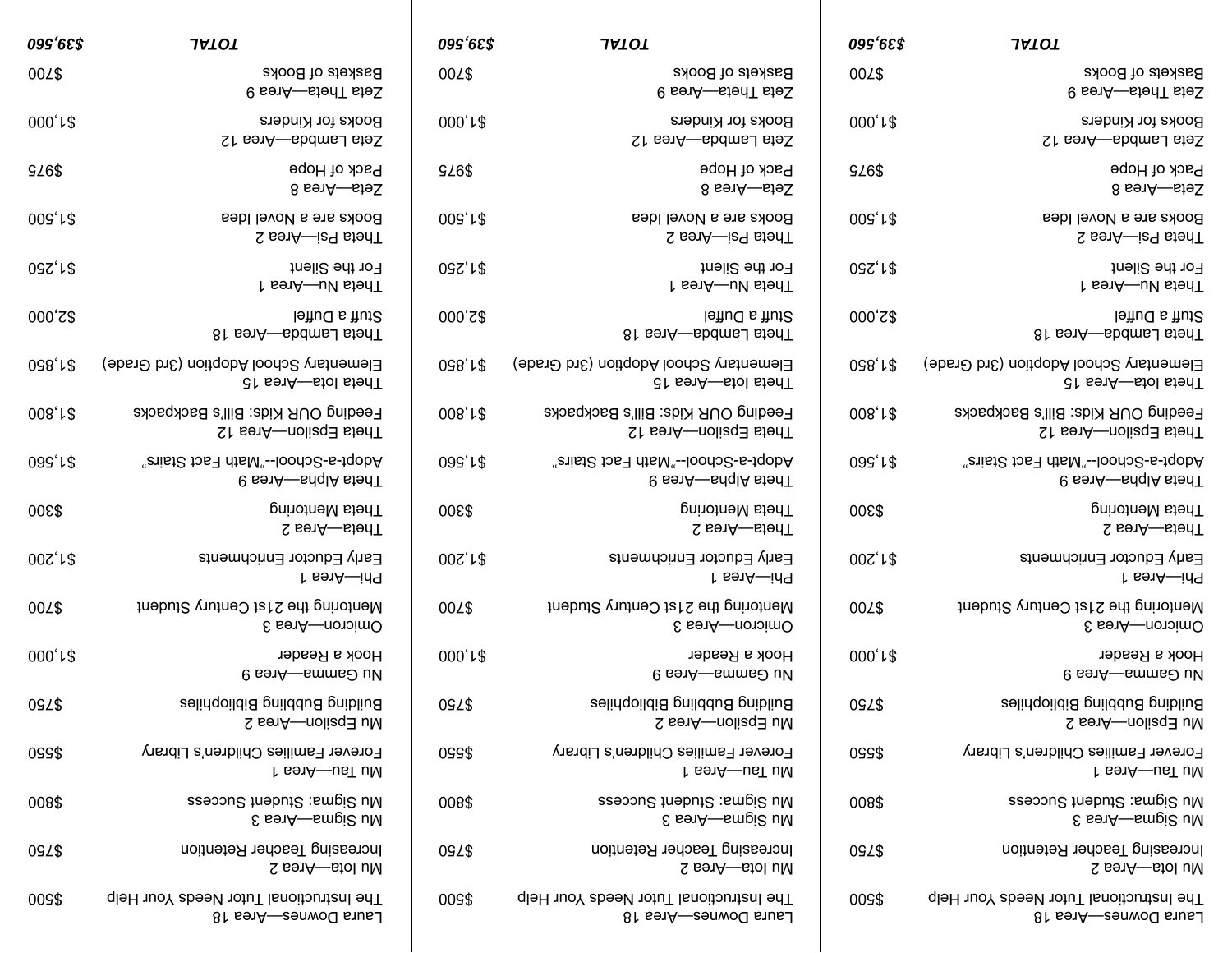| | |
|---|---|
| Laura Downes—Area 18<br>The Instructional Tutor Needs Your Help | $500 |
| Mu Iota—Area 2<br>Increasing Teacher Retention | $750 |
| Mu Sigma—Area 3<br>Mu Sigma: Student Success | $800 |
| Mu Tau—Area 1<br>Forever Families Children's Library | $550 |
| Mu Epsilon—Area 2<br>Building Bubbling Bibliophiles | $750 |
| Nu Gamma—Area 9<br>Hook a Reader | $1,000 |
| Omicron—Area 3<br>Mentoring the 21st Century Student | $700 |
| Phi—Area 1<br>Early Eductor Enrichments | $1,200 |
| Theta—Area 2<br>Theta Mentoring | $300 |
| Theta Alpha—Area 9<br>Adopt-a-School--"Math Fact Stairs" | $1,560 |
| Theta Epsilon—Area 12<br>Feeding OUR Kids: Bill's Backpacks | $1,800 |
| Theta Iota—Area 15<br>Elementary School Adoption (3rd Grade) | $1,850 |
| Theta Lambda—Area 18<br>Stuff a Duffel | $2,000 |
| Theta Nu—Area 1<br>For the Silent | $1,250 |
| Theta Psi—Area 2<br>Books are a Novel Idea | $1,500 |
| Zeta—Area 8<br>Pack of Hope | $975 |
| Zeta Lambda—Area 12<br>Books for Kinders | $1,000 |
| Zeta Theta—Area 9<br>Baskets of Books | $700 |
| ***TOTAL*** | ***$39,560*** |

| | |
|---|---|
| Laura Downes—Area 18<br>The Instructional Tutor Needs Your Help | $500 |
| Mu Iota—Area 2<br>Increasing Teacher Retention | $750 |
| Mu Sigma—Area 3<br>Mu Sigma: Student Success | $800 |
| Mu Tau—Area 1<br>Forever Families Children's Library | $550 |
| Mu Epsilon—Area 2<br>Building Bubbling Bibliophiles | $750 |
| Nu Gamma—Area 9<br>Hook a Reader | $1,000 |
| Omicron—Area 3<br>Mentoring the 21st Century Student | $700 |
| Phi—Area 1<br>Early Eductor Enrichments | $1,200 |
| Theta—Area 2<br>Theta Mentoring | $300 |
| Theta Alpha—Area 9<br>Adopt-a-School--"Math Fact Stairs" | $1,560 |
| Theta Epsilon—Area 12<br>Feeding OUR Kids: Bill's Backpacks | $1,800 |
| Theta Iota—Area 15<br>Elementary School Adoption (3rd Grade) | $1,850 |
| Theta Lambda—Area 18<br>Stuff a Duffel | $2,000 |
| Theta Nu—Area 1<br>For the Silent | $1,250 |
| Theta Psi—Area 2<br>Books are a Novel Idea | $1,500 |
| Zeta—Area 8<br>Pack of Hope | $975 |
| Zeta Lambda—Area 12<br>Books for Kinders | $1,000 |
| Zeta Theta—Area 9<br>Baskets of Books | $700 |
| ***TOTAL*** | ***$39,560*** |

| | |
|---|---|
| Laura Downes—Area 18<br>The Instructional Tutor Needs Your Help | $500 |
| Mu Iota—Area 2<br>Increasing Teacher Retention | $750 |
| Mu Sigma—Area 3<br>Mu Sigma: Student Success | $800 |
| Mu Tau—Area 1<br>Forever Families Children's Library | $550 |
| Mu Epsilon—Area 2<br>Building Bubbling Bibliophiles | $750 |
| Nu Gamma—Area 9<br>Hook a Reader | $1,000 |
| Omicron—Area 3<br>Mentoring the 21st Century Student | $700 |
| Phi—Area 1<br>Early Eductor Enrichments | $1,200 |
| Theta—Area 2<br>Theta Mentoring | $300 |
| Theta Alpha—Area 9<br>Adopt-a-School--"Math Fact Stairs" | $1,560 |
| Theta Epsilon—Area 12<br>Feeding OUR Kids: Bill's Backpacks | $1,800 |
| Theta Iota—Area 15<br>Elementary School Adoption (3rd Grade) | $1,850 |
| Theta Lambda—Area 18<br>Stuff a Duffel | $2,000 |
| Theta Nu—Area 1<br>For the Silent | $1,250 |
| Theta Psi—Area 2<br>Books are a Novel Idea | $1,500 |
| Zeta—Area 8<br>Pack of Hope | $975 |
| Zeta Lambda—Area 12<br>Books for Kinders | $1,000 |
| Zeta Theta—Area 9<br>Baskets of Books | $700 |
| ***TOTAL*** | ***$39,560*** |